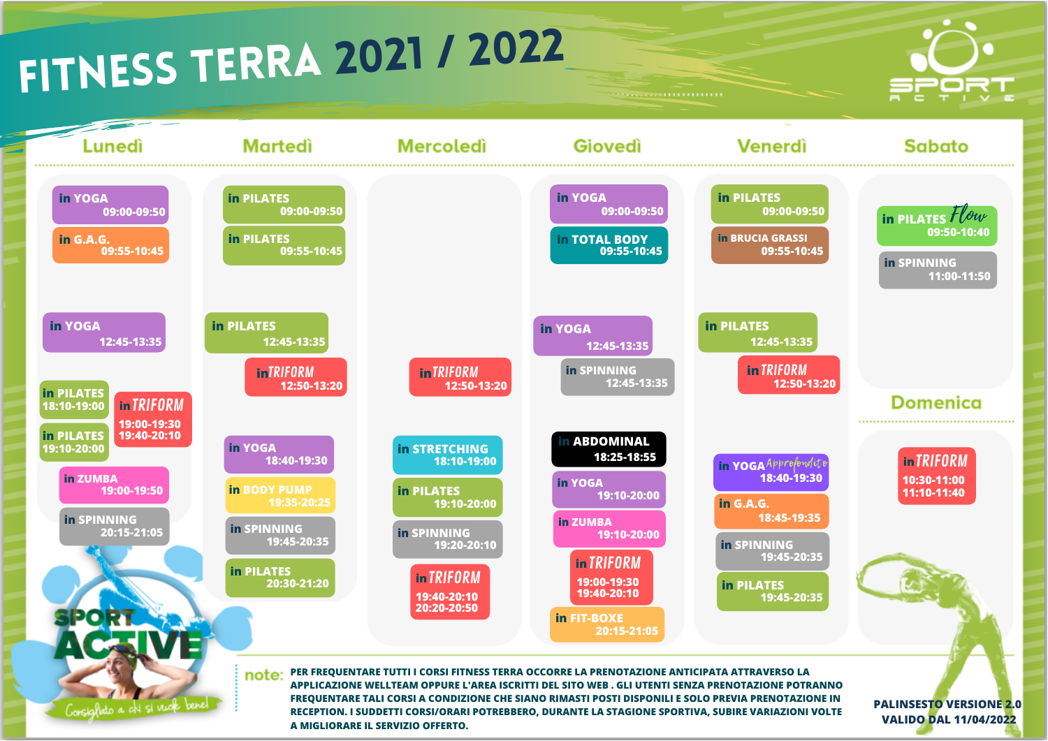# FITNESS TERRA 2021 / 2022

SPORT ACTIVE

## Lunedì

- in YOGA 09:00-09:50
- in G.A.G. 09:55-10:45
- in YOGA 12:45-13:35
- in PILATES 18:10-19:00
- in PILATES 19:10-20:00
- in TRIFORM 19:00-19:30 / 19:40-20:10
- in ZUMBA 19:00-19:50
- in SPINNING 20:15-21:05

## Martedì

- in PILATES 09:00-09:50
- in PILATES 09:55-10:45
- in PILATES 12:45-13:35
- in TRIFORM 12:50-13:20
- in YOGA 18:40-19:30
- in BODY PUMP 19:35-20:25
- in SPINNING 19:45-20:35
- in PILATES 20:30-21:20

## Mercoledì

- in TRIFORM 12:50-13:20
- in STRETCHING 18:10-19:00
- in PILATES 19:10-20:00
- in SPINNING 19:20-20:10
- in TRIFORM 19:40-20:10 / 20:20-20:50

## Giovedì

- in YOGA 09:00-09:50
- in TOTAL BODY 09:55-10:45
- in YOGA 12:45-13:35
- in SPINNING 12:45-13:35
- in ABDOMINAL 18:25-18:55
- in YOGA 19:10-20:00
- in ZUMBA 19:10-20:00
- in TRIFORM 19:00-19:30 / 19:40-20:10
- in FIT-BOXE 20:15-21:05

## Venerdì

- in PILATES 09:00-09:50
- in BRUCIA GRASSI 09:55-10:45
- in PILATES 12:45-13:35
- in TRIFORM 12:50-13:20
- in YOGA Approfondito 18:40-19:30
- in G.A.G. 18:45-19:35
- in SPINNING 19:45-20:35
- in PILATES 19:45-20:35

## Sabato

- in PILATES Flow 09:50-10:40
- in SPINNING 11:00-11:50

## Domenica

- in TRIFORM 10:30-11:00 / 11:10-11:40

SPORT ACTIVE – Consigliato a chi si vuole bene!

**note:** PER FREQUENTARE TUTTI I CORSI FITNESS TERRA OCCORRE LA PRENOTAZIONE ANTICIPATA ATTRAVERSO LA APPLICAZIONE WELLTEAM OPPURE L'AREA ISCRITTI DEL SITO WEB . GLI UTENTI SENZA PRENOTAZIONE POTRANNO FREQUENTARE TALI CORSI A CONDIZIONE CHE SIANO RIMASTI POSTI DISPONILI E SOLO PREVIA PRENOTAZIONE IN RECEPTION. I SUDDETTI CORSI/ORARI POTREBBERO, DURANTE LA STAGIONE SPORTIVA, SUBIRE VARIAZIONI VOLTE A MIGLIORARE IL SERVIZIO OFFERTO.

**PALINSESTO VERSIONE 2.0**
**VALIDO DAL 11/04/2022**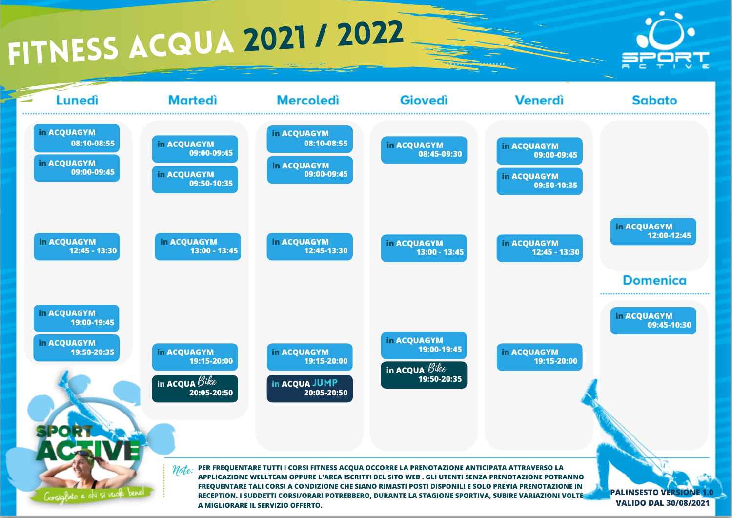# FITNESS ACQUA 2021 / 2022

SPORT ACTIVE

| Lunedì | Martedì | Mercoledì | Giovedì | Venerdì | Sabato |
|---|---|---|---|---|---|
| in ACQUAGYM 08:10-08:55 | in ACQUAGYM 09:00-09:45 | in ACQUAGYM 08:10-08:55 | in ACQUAGYM 08:45-09:30 | in ACQUAGYM 09:00-09:45 | in ACQUAGYM 12:00-12:45 |
| in ACQUAGYM 09:00-09:45 | in ACQUAGYM 09:50-10:35 | in ACQUAGYM 09:00-09:45 | in ACQUAGYM 13:00 - 13:45 | in ACQUAGYM 09:50-10:35 | |
| in ACQUAGYM 12:45 - 13:30 | in ACQUAGYM 13:00 - 13:45 | in ACQUAGYM 12:45-13:30 | in ACQUAGYM 19:00-19:45 | in ACQUAGYM 12:45 - 13:30 | |
| in ACQUAGYM 19:00-19:45 | in ACQUAGYM 19:15-20:00 | in ACQUAGYM 19:15-20:00 | in ACQUA Bike 19:50-20:35 | in ACQUAGYM 19:15-20:00 | |
| in ACQUAGYM 19:50-20:35 | in ACQUA Bike 20:05-20:50 | in ACQUA JUMP 20:05-20:50 | | | |

| Domenica |
|---|
| in ACQUAGYM 09:45-10:30 |

SPORT ACTIVE

Consigliato a chi si vuole bene!

*Note:* PER FREQUENTARE TUTTI I CORSI FITNESS ACQUA OCCORRE LA PRENOTAZIONE ANTICIPATA ATTRAVERSO LA APPLICAZIONE WELLTEAM OPPURE L'AREA ISCRITTI DEL SITO WEB . GLI UTENTI SENZA PRENOTAZIONE POTRANNO FREQUENTARE TALI CORSI A CONDIZIONE CHE SIANO RIMASTI POSTI DISPONILI E SOLO PREVIA PRENOTAZIONE IN RECEPTION. I SUDDETTI CORSI/ORARI POTREBBERO, DURANTE LA STAGIONE SPORTIVA, SUBIRE VARIAZIONI VOLTE A MIGLIORARE IL SERVIZIO OFFERTO.

PALINSESTO VERSIONE 1.0
VALIDO DAL 30/08/2021